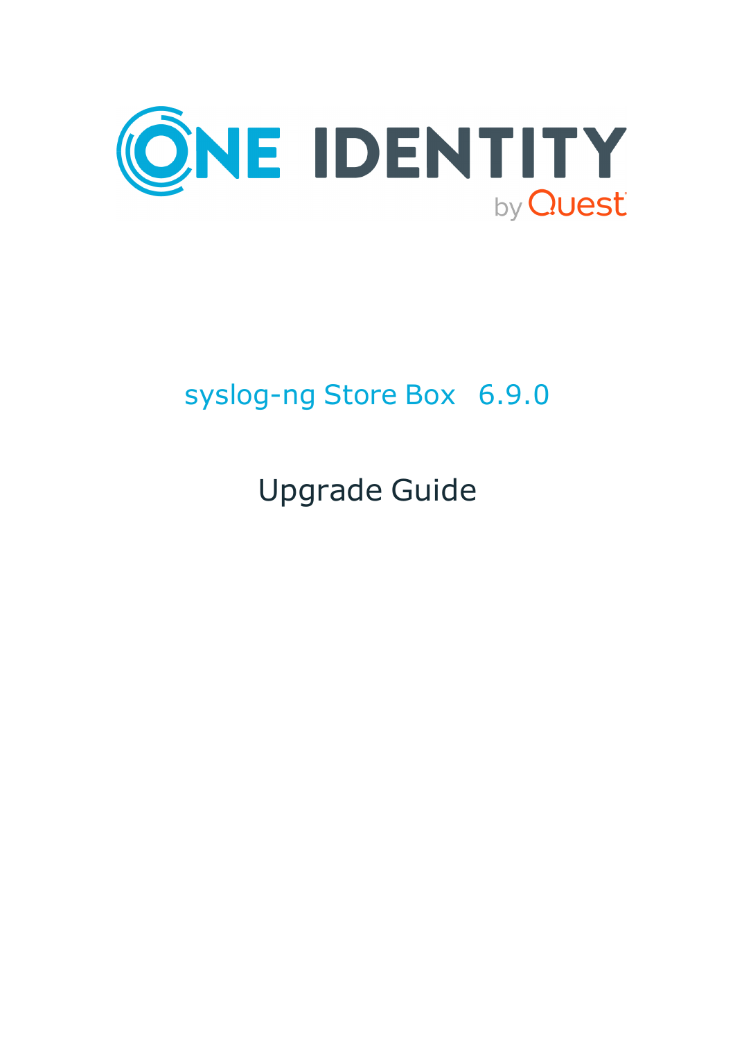# syslog-ng Store Box 6.9.0

## Upgrade Guide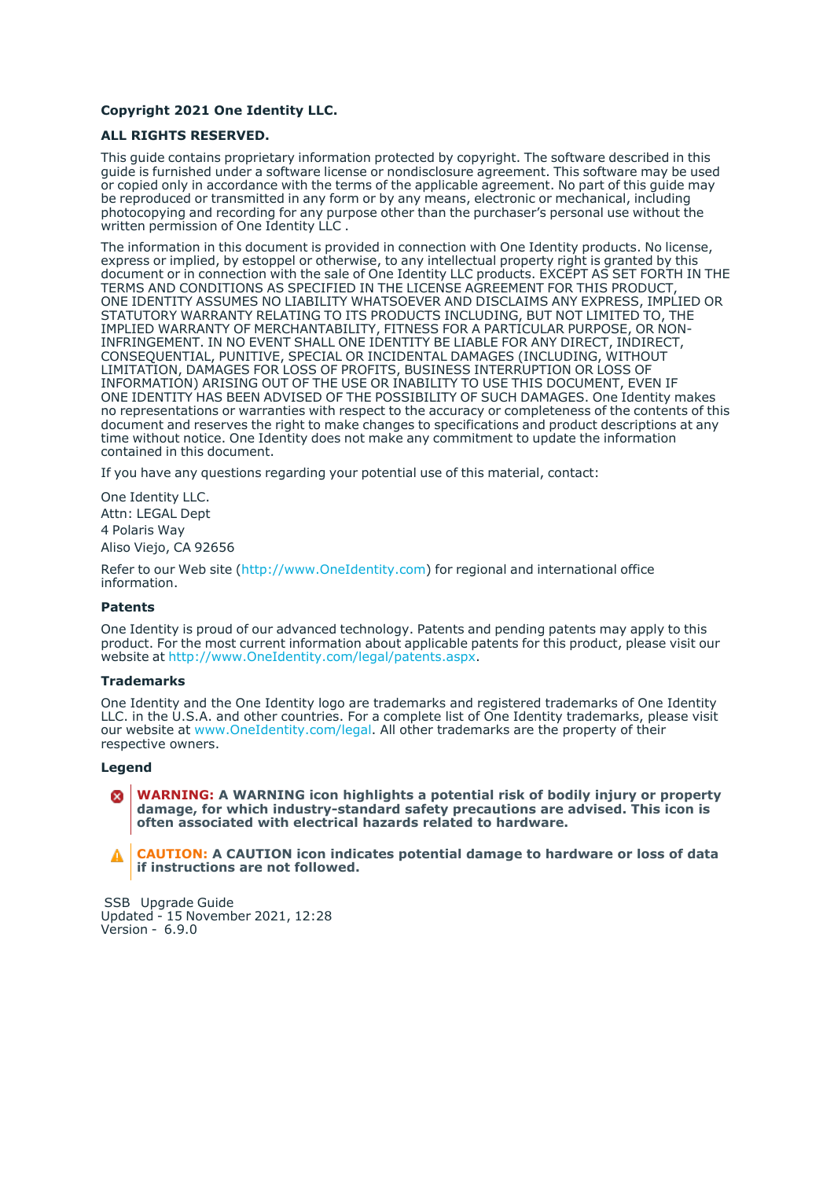**Copyright 2021 One Identity LLC.**

**ALL RIGHTS RESERVED.**

This guide contains proprietary information protected by copyright. The software described in this guide is furnished under a software license or nondisclosure agreement. This software may be used or copied only in accordance with the terms of the applicable agreement. No part of this guide may be reproduced or transmitted in any form or by any means, electronic or mechanical, including photocopying and recording for any purpose other than the purchaser's personal use without the written permission of One Identity LLC .

The information in this document is provided in connection with One Identity products. No license, express or implied, by estoppel or otherwise, to any intellectual property right is granted by this document or in connection with the sale of One Identity LLC products. EXCEPT AS SET FORTH IN THE TERMS AND CONDITIONS AS SPECIFIED IN THE LICENSE AGREEMENT FOR THIS PRODUCT, ONE IDENTITY ASSUMES NO LIABILITY WHATSOEVER AND DISCLAIMS ANY EXPRESS, IMPLIED OR STATUTORY WARRANTY RELATING TO ITS PRODUCTS INCLUDING, BUT NOT LIMITED TO, THE IMPLIED WARRANTY OF MERCHANTABILITY, FITNESS FOR A PARTICULAR PURPOSE, OR NON-INFRINGEMENT. IN NO EVENT SHALL ONE IDENTITY BE LIABLE FOR ANY DIRECT, INDIRECT, CONSEQUENTIAL, PUNITIVE, SPECIAL OR INCIDENTAL DAMAGES (INCLUDING, WITHOUT LIMITATION, DAMAGES FOR LOSS OF PROFITS, BUSINESS INTERRUPTION OR LOSS OF INFORMATION) ARISING OUT OF THE USE OR INABILITY TO USE THIS DOCUMENT, EVEN IF ONE IDENTITY HAS BEEN ADVISED OF THE POSSIBILITY OF SUCH DAMAGES. One Identity makes no representations or warranties with respect to the accuracy or completeness of the contents of this document and reserves the right to make changes to specifications and product descriptions at any time without notice. One Identity does not make any commitment to update the information contained in this document.

If you have any questions regarding your potential use of this material, contact:

One Identity LLC.
Attn: LEGAL Dept
4 Polaris Way
Aliso Viejo, CA 92656

Refer to our Web site (http://www.OneIdentity.com) for regional and international office information.

**Patents**

One Identity is proud of our advanced technology. Patents and pending patents may apply to this product. For the most current information about applicable patents for this product, please visit our website at http://www.OneIdentity.com/legal/patents.aspx.

**Trademarks**

One Identity and the One Identity logo are trademarks and registered trademarks of One Identity LLC. in the U.S.A. and other countries. For a complete list of One Identity trademarks, please visit our website at www.OneIdentity.com/legal. All other trademarks are the property of their respective owners.

**Legend**

**WARNING: A WARNING icon highlights a potential risk of bodily injury or property damage, for which industry-standard safety precautions are advised. This icon is often associated with electrical hazards related to hardware.**

**CAUTION: A CAUTION icon indicates potential damage to hardware or loss of data if instructions are not followed.**

SSB Upgrade Guide
Updated - 15 November 2021, 12:28
Version - 6.9.0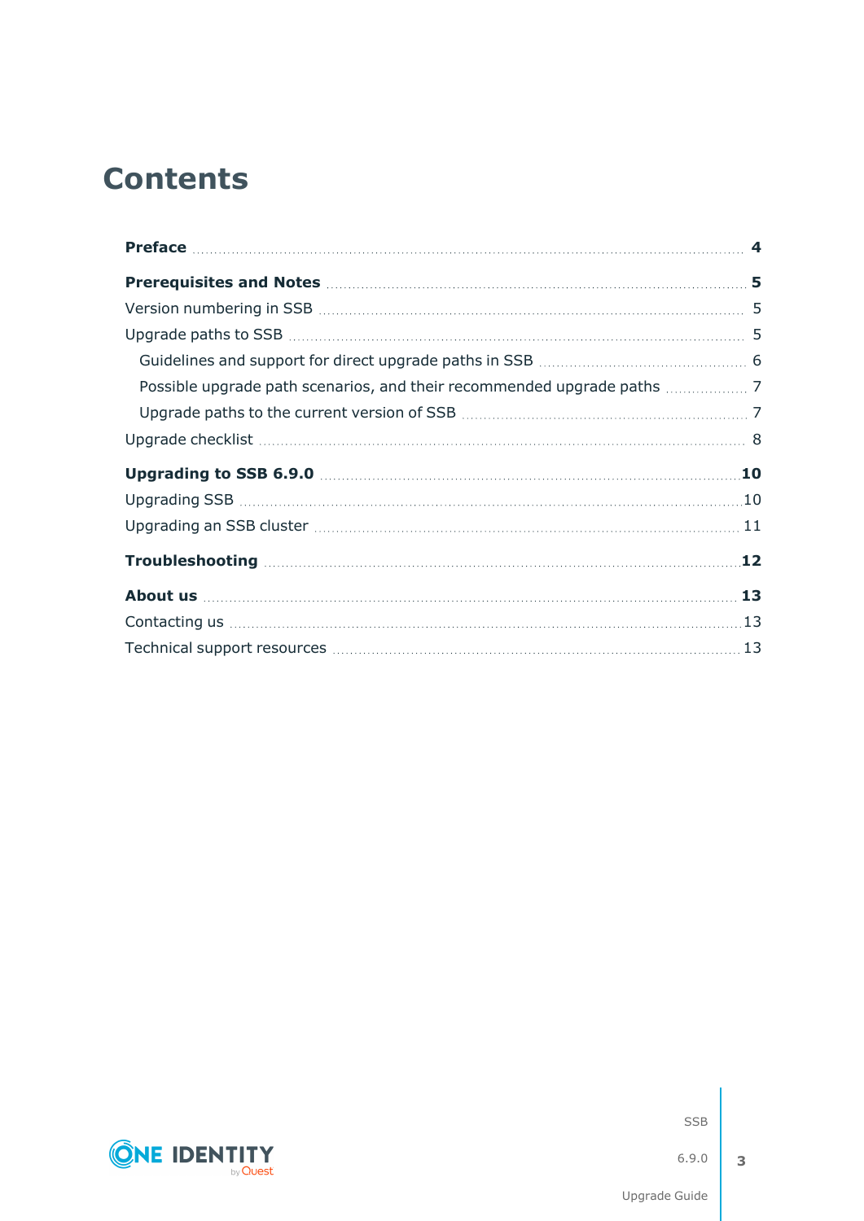# Contents

**Preface** ........ **4**

**Prerequisites and Notes** ........ **5**

Version numbering in SSB ........ 5

Upgrade paths to SSB ........ 5

- Guidelines and support for direct upgrade paths in SSB ........ 6
- Possible upgrade path scenarios, and their recommended upgrade paths ........ 7
- Upgrade paths to the current version of SSB ........ 7

Upgrade checklist ........ 8

**Upgrading to SSB 6.9.0** ........ **10**

Upgrading SSB ........ 10

Upgrading an SSB cluster ........ 11

**Troubleshooting** ........ **12**

**About us** ........ **13**

Contacting us ........ 13

Technical support resources ........ 13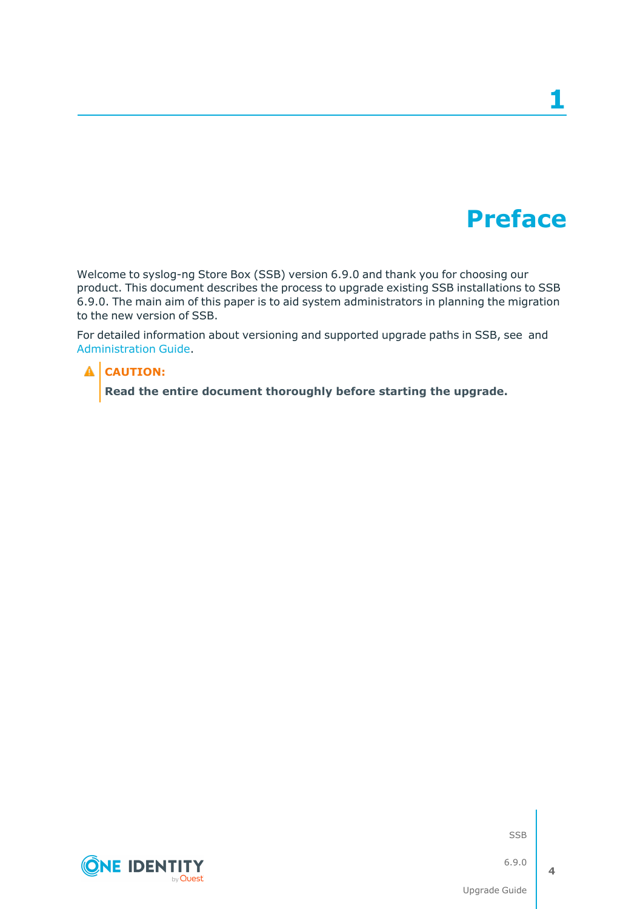# 1 Preface

Welcome to syslog-ng Store Box (SSB) version 6.9.0 and thank you for choosing our product. This document describes the process to upgrade existing SSB installations to SSB 6.9.0. The main aim of this paper is to aid system administrators in planning the migration to the new version of SSB.

For detailed information about versioning and supported upgrade paths in SSB, see  and Administration Guide.

**CAUTION:**

**Read the entire document thoroughly before starting the upgrade.**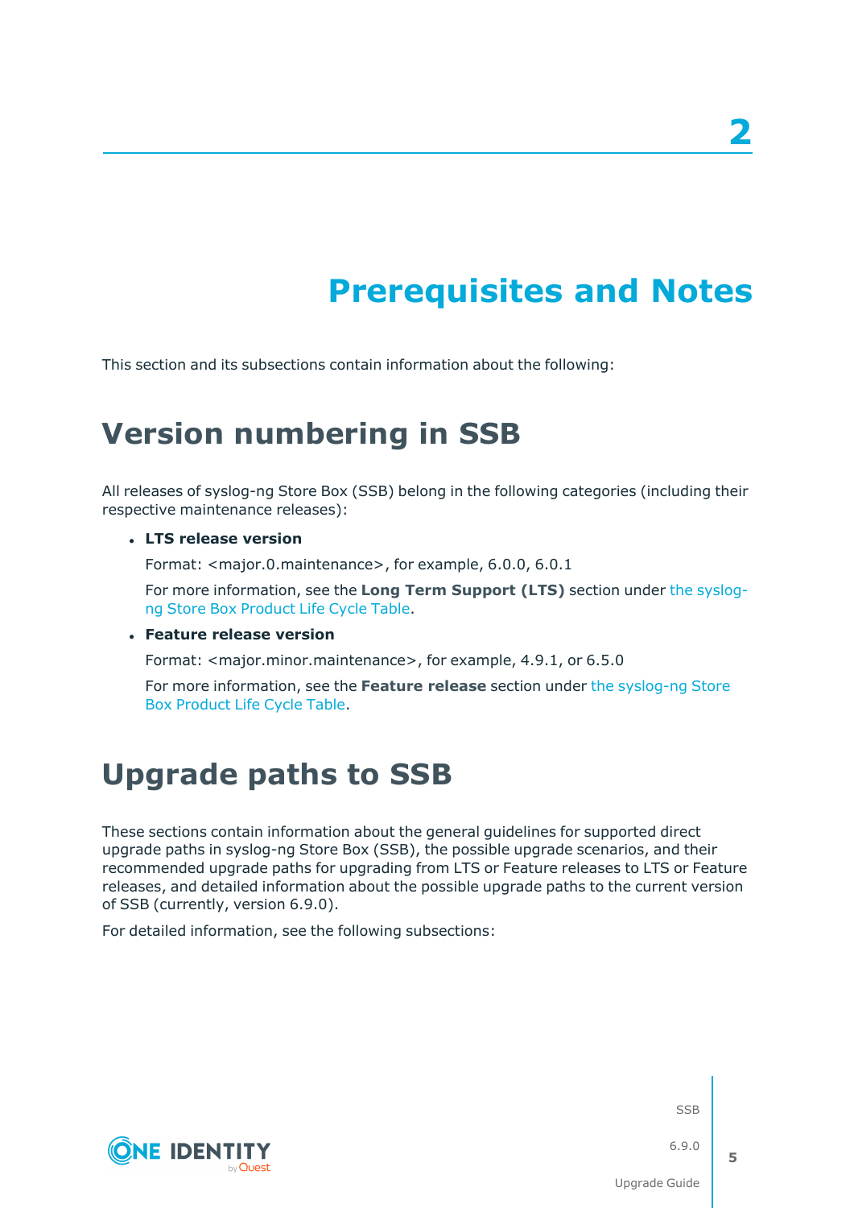# 2

# Prerequisites and Notes

This section and its subsections contain information about the following:

## Version numbering in SSB

All releases of syslog-ng Store Box (SSB) belong in the following categories (including their respective maintenance releases):

- **LTS release version**

  Format: <major.0.maintenance>, for example, 6.0.0, 6.0.1

  For more information, see the **Long Term Support (LTS)** section under the syslog-ng Store Box Product Life Cycle Table.

- **Feature release version**

  Format: <major.minor.maintenance>, for example, 4.9.1, or 6.5.0

  For more information, see the **Feature release** section under the syslog-ng Store Box Product Life Cycle Table.

## Upgrade paths to SSB

These sections contain information about the general guidelines for supported direct upgrade paths in syslog-ng Store Box (SSB), the possible upgrade scenarios, and their recommended upgrade paths for upgrading from LTS or Feature releases to LTS or Feature releases, and detailed information about the possible upgrade paths to the current version of SSB (currently, version 6.9.0).

For detailed information, see the following subsections: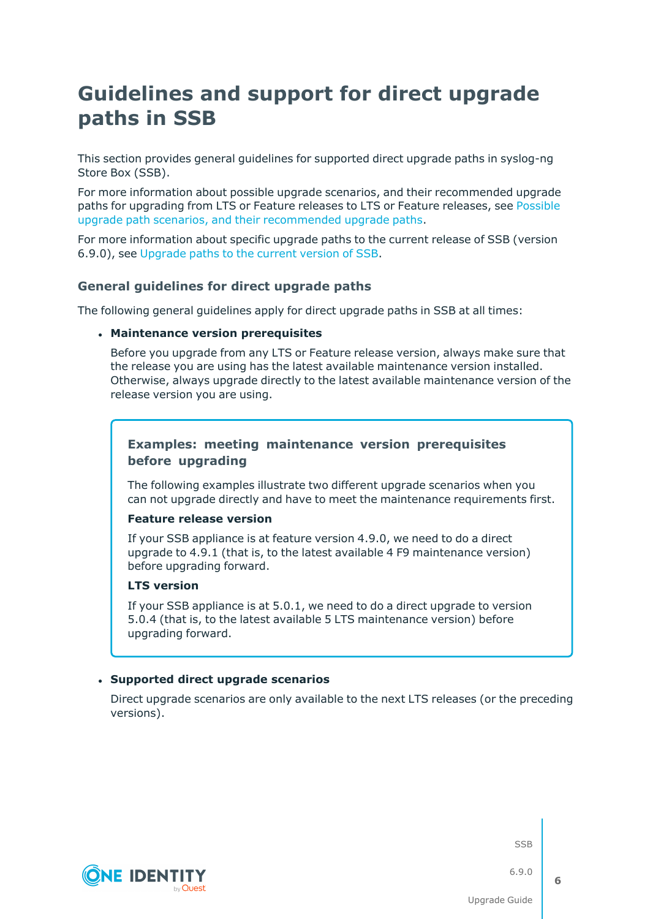# Guidelines and support for direct upgrade paths in SSB

This section provides general guidelines for supported direct upgrade paths in syslog-ng Store Box (SSB).

For more information about possible upgrade scenarios, and their recommended upgrade paths for upgrading from LTS or Feature releases to LTS or Feature releases, see Possible upgrade path scenarios, and their recommended upgrade paths.

For more information about specific upgrade paths to the current release of SSB (version 6.9.0), see Upgrade paths to the current version of SSB.

## General guidelines for direct upgrade paths

The following general guidelines apply for direct upgrade paths in SSB at all times:

- **Maintenance version prerequisites**

  Before you upgrade from any LTS or Feature release version, always make sure that the release you are using has the latest available maintenance version installed. Otherwise, always upgrade directly to the latest available maintenance version of the release version you are using.

  > **Examples: meeting maintenance version prerequisites before upgrading**
  >
  > The following examples illustrate two different upgrade scenarios when you can not upgrade directly and have to meet the maintenance requirements first.
  >
  > **Feature release version**
  >
  > If your SSB appliance is at feature version 4.9.0, we need to do a direct upgrade to 4.9.1 (that is, to the latest available 4 F9 maintenance version) before upgrading forward.
  >
  > **LTS version**
  >
  > If your SSB appliance is at 5.0.1, we need to do a direct upgrade to version 5.0.4 (that is, to the latest available 5 LTS maintenance version) before upgrading forward.

- **Supported direct upgrade scenarios**

  Direct upgrade scenarios are only available to the next LTS releases (or the preceding versions).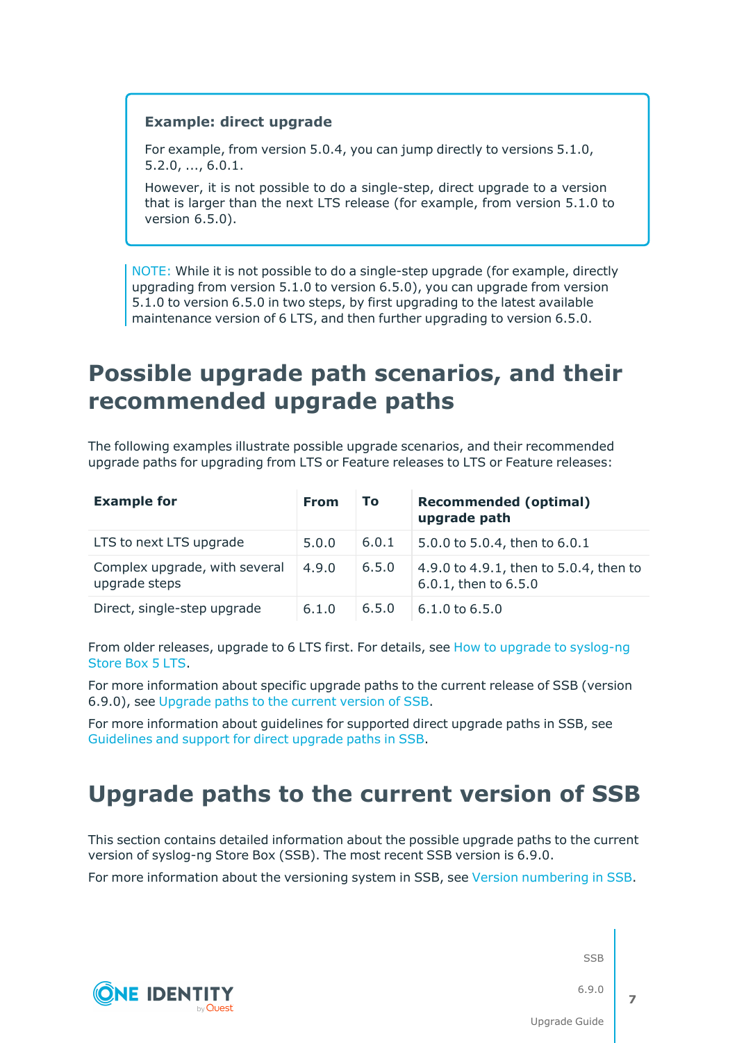**Example: direct upgrade**

For example, from version 5.0.4, you can jump directly to versions 5.1.0, 5.2.0, ..., 6.0.1.

However, it is not possible to do a single-step, direct upgrade to a version that is larger than the next LTS release (for example, from version 5.1.0 to version 6.5.0).

NOTE: While it is not possible to do a single-step upgrade (for example, directly upgrading from version 5.1.0 to version 6.5.0), you can upgrade from version 5.1.0 to version 6.5.0 in two steps, by first upgrading to the latest available maintenance version of 6 LTS, and then further upgrading to version 6.5.0.

# Possible upgrade path scenarios, and their recommended upgrade paths

The following examples illustrate possible upgrade scenarios, and their recommended upgrade paths for upgrading from LTS or Feature releases to LTS or Feature releases:

| Example for | From | To | Recommended (optimal) upgrade path |
|---|---|---|---|
| LTS to next LTS upgrade | 5.0.0 | 6.0.1 | 5.0.0 to 5.0.4, then to 6.0.1 |
| Complex upgrade, with several upgrade steps | 4.9.0 | 6.5.0 | 4.9.0 to 4.9.1, then to 5.0.4, then to 6.0.1, then to 6.5.0 |
| Direct, single-step upgrade | 6.1.0 | 6.5.0 | 6.1.0 to 6.5.0 |

From older releases, upgrade to 6 LTS first. For details, see How to upgrade to syslog-ng Store Box 5 LTS.

For more information about specific upgrade paths to the current release of SSB (version 6.9.0), see Upgrade paths to the current version of SSB.

For more information about guidelines for supported direct upgrade paths in SSB, see Guidelines and support for direct upgrade paths in SSB.

# Upgrade paths to the current version of SSB

This section contains detailed information about the possible upgrade paths to the current version of syslog-ng Store Box (SSB). The most recent SSB version is 6.9.0.

For more information about the versioning system in SSB, see Version numbering in SSB.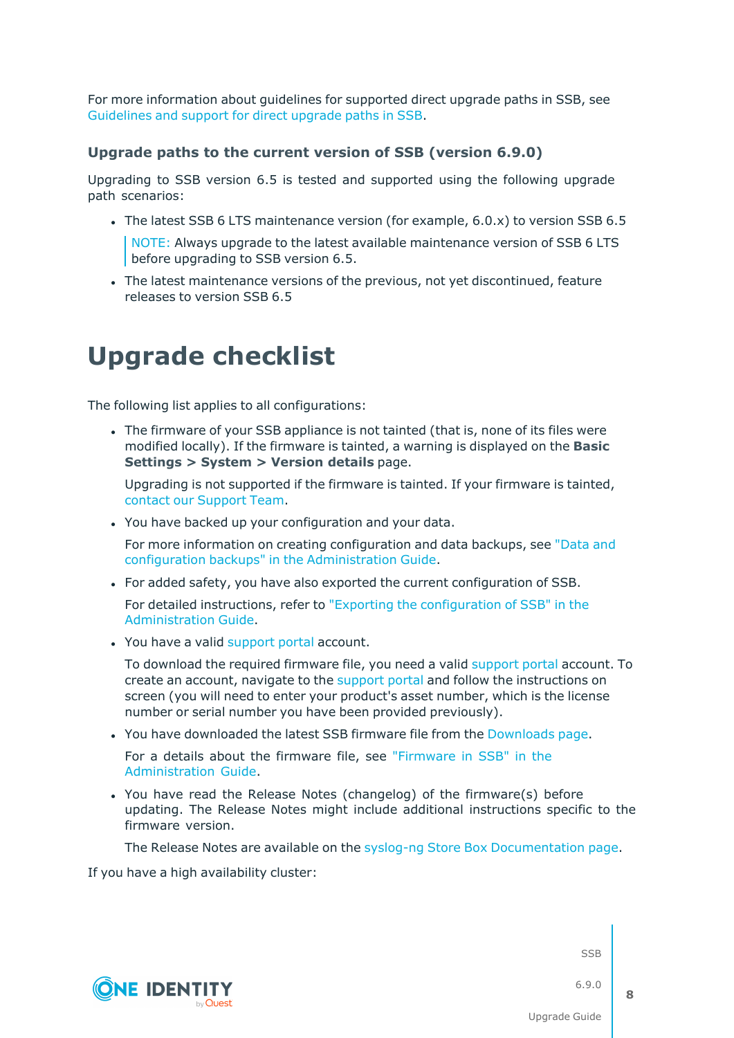For more information about guidelines for supported direct upgrade paths in SSB, see Guidelines and support for direct upgrade paths in SSB.

### Upgrade paths to the current version of SSB (version 6.9.0)

Upgrading to SSB version 6.5 is tested and supported using the following upgrade path scenarios:

- The latest SSB 6 LTS maintenance version (for example, 6.0.x) to version SSB 6.5

  NOTE: Always upgrade to the latest available maintenance version of SSB 6 LTS before upgrading to SSB version 6.5.

- The latest maintenance versions of the previous, not yet discontinued, feature releases to version SSB 6.5

# Upgrade checklist

The following list applies to all configurations:

- The firmware of your SSB appliance is not tainted (that is, none of its files were modified locally). If the firmware is tainted, a warning is displayed on the **Basic Settings > System > Version details** page.

  Upgrading is not supported if the firmware is tainted. If your firmware is tainted, contact our Support Team.

- You have backed up your configuration and your data.

  For more information on creating configuration and data backups, see "Data and configuration backups" in the Administration Guide.

- For added safety, you have also exported the current configuration of SSB.

  For detailed instructions, refer to "Exporting the configuration of SSB" in the Administration Guide.

- You have a valid support portal account.

  To download the required firmware file, you need a valid support portal account. To create an account, navigate to the support portal and follow the instructions on screen (you will need to enter your product's asset number, which is the license number or serial number you have been provided previously).

- You have downloaded the latest SSB firmware file from the Downloads page.

  For a details about the firmware file, see "Firmware in SSB" in the Administration Guide.

- You have read the Release Notes (changelog) of the firmware(s) before updating. The Release Notes might include additional instructions specific to the firmware version.

  The Release Notes are available on the syslog-ng Store Box Documentation page.

If you have a high availability cluster: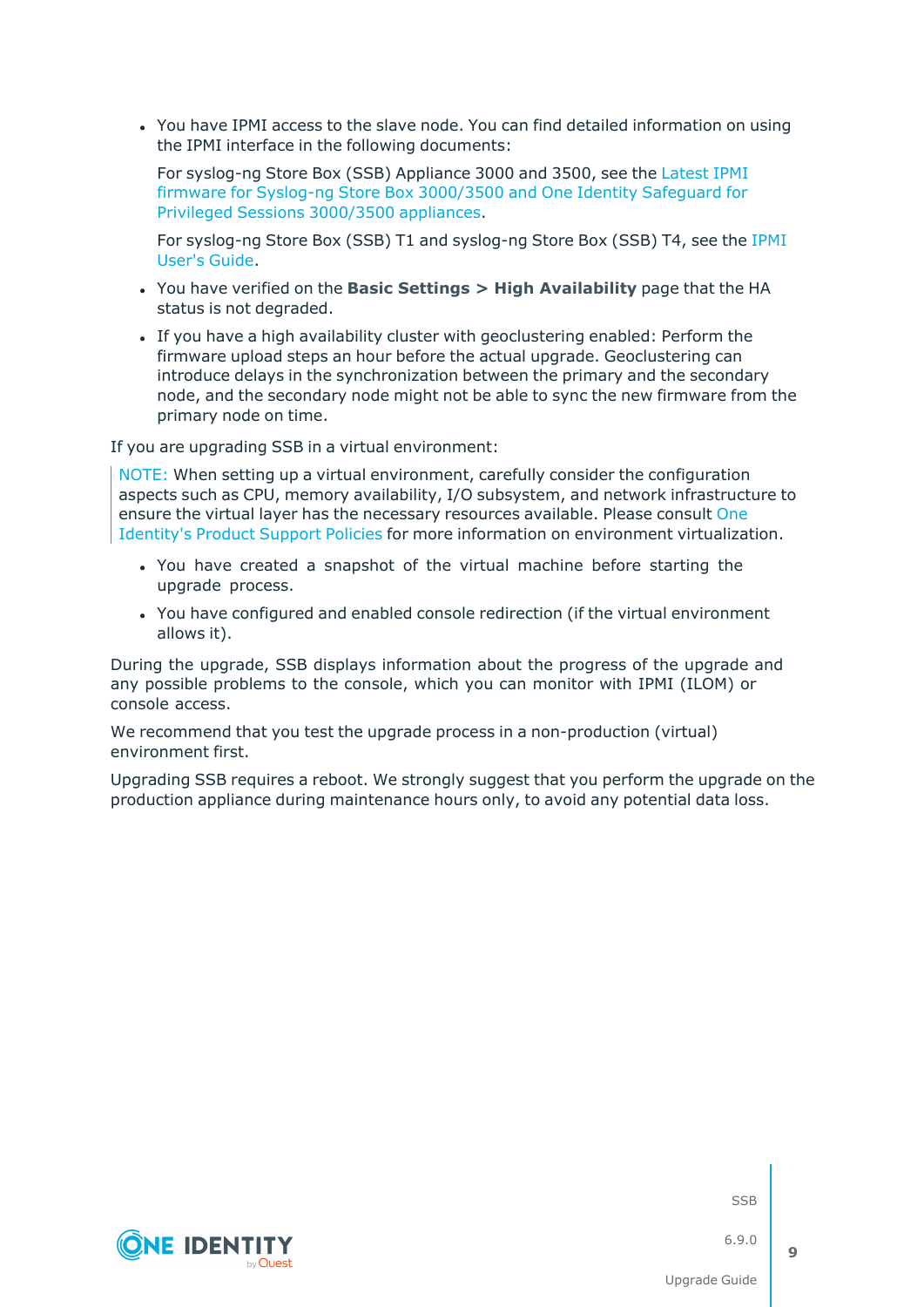- You have IPMI access to the slave node. You can find detailed information on using the IPMI interface in the following documents:

  For syslog-ng Store Box (SSB) Appliance 3000 and 3500, see the Latest IPMI firmware for Syslog-ng Store Box 3000/3500 and One Identity Safeguard for Privileged Sessions 3000/3500 appliances.

  For syslog-ng Store Box (SSB) T1 and syslog-ng Store Box (SSB) T4, see the IPMI User's Guide.

- You have verified on the **Basic Settings > High Availability** page that the HA status is not degraded.
- If you have a high availability cluster with geoclustering enabled: Perform the firmware upload steps an hour before the actual upgrade. Geoclustering can introduce delays in the synchronization between the primary and the secondary node, and the secondary node might not be able to sync the new firmware from the primary node on time.

If you are upgrading SSB in a virtual environment:

> NOTE: When setting up a virtual environment, carefully consider the configuration aspects such as CPU, memory availability, I/O subsystem, and network infrastructure to ensure the virtual layer has the necessary resources available. Please consult One Identity's Product Support Policies for more information on environment virtualization.

- You have created a snapshot of the virtual machine before starting the upgrade process.
- You have configured and enabled console redirection (if the virtual environment allows it).

During the upgrade, SSB displays information about the progress of the upgrade and any possible problems to the console, which you can monitor with IPMI (ILOM) or console access.

We recommend that you test the upgrade process in a non-production (virtual) environment first.

Upgrading SSB requires a reboot. We strongly suggest that you perform the upgrade on the production appliance during maintenance hours only, to avoid any potential data loss.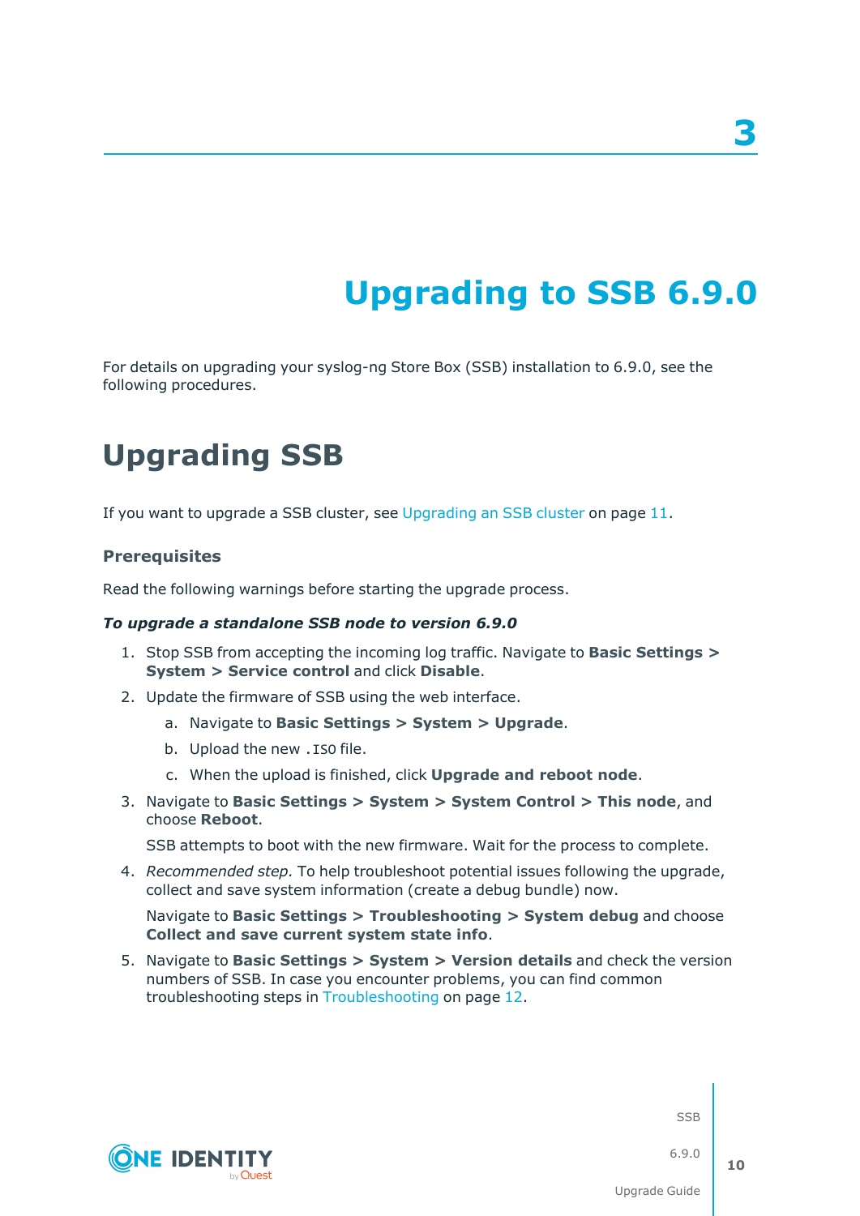# 3

# Upgrading to SSB 6.9.0

For details on upgrading your syslog-ng Store Box (SSB) installation to 6.9.0, see the following procedures.

## Upgrading SSB

If you want to upgrade a SSB cluster, see Upgrading an SSB cluster on page 11.

### Prerequisites

Read the following warnings before starting the upgrade process.

***To upgrade a standalone SSB node to version 6.9.0***

1. Stop SSB from accepting the incoming log traffic. Navigate to **Basic Settings > System > Service control** and click **Disable**.
2. Update the firmware of SSB using the web interface.
   a. Navigate to **Basic Settings > System > Upgrade**.
   b. Upload the new `.ISO` file.
   c. When the upload is finished, click **Upgrade and reboot node**.
3. Navigate to **Basic Settings > System > System Control > This node**, and choose **Reboot**.

   SSB attempts to boot with the new firmware. Wait for the process to complete.
4. *Recommended step.* To help troubleshoot potential issues following the upgrade, collect and save system information (create a debug bundle) now.

   Navigate to **Basic Settings > Troubleshooting > System debug** and choose **Collect and save current system state info**.
5. Navigate to **Basic Settings > System > Version details** and check the version numbers of SSB. In case you encounter problems, you can find common troubleshooting steps in Troubleshooting on page 12.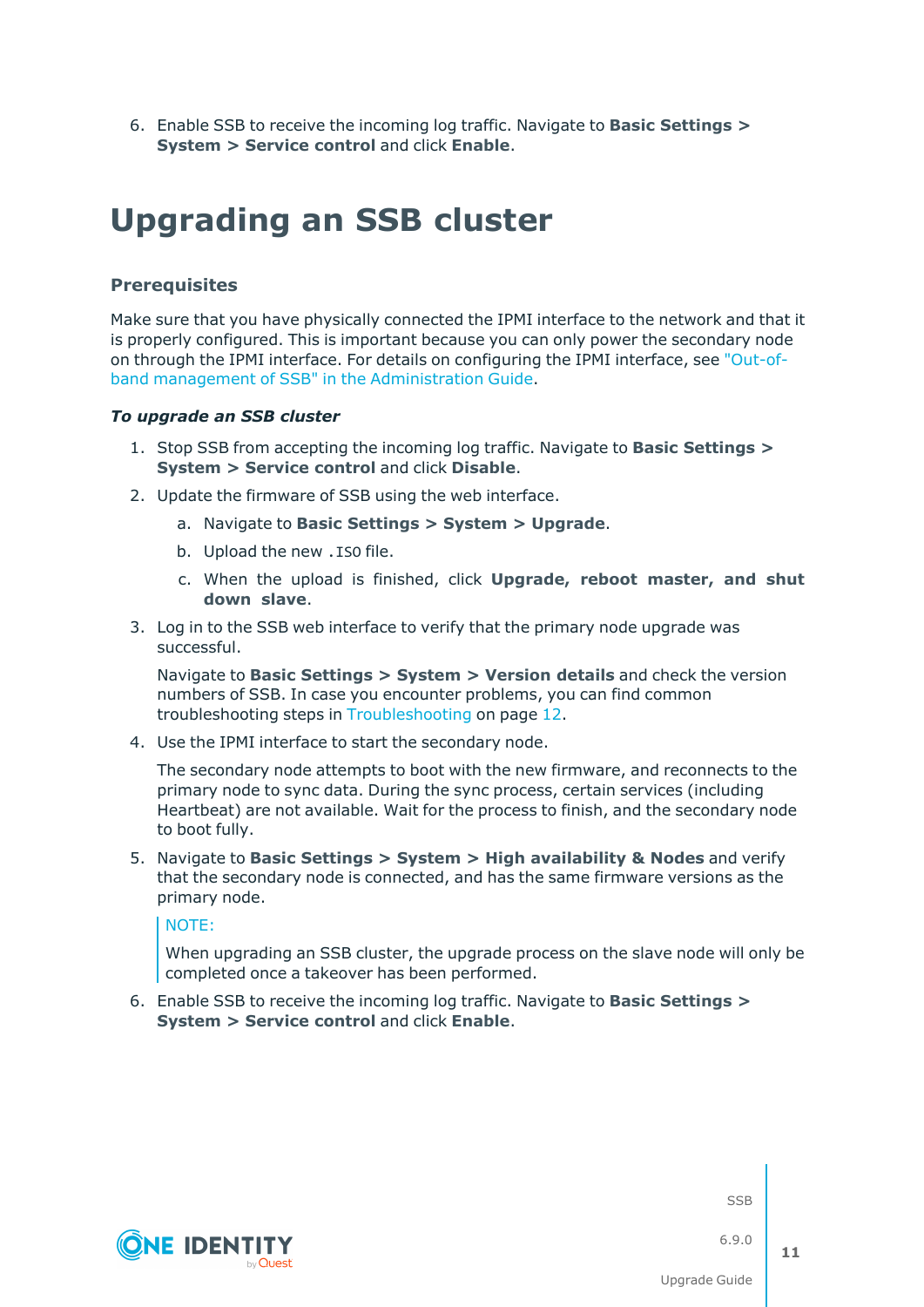6. Enable SSB to receive the incoming log traffic. Navigate to **Basic Settings > System > Service control** and click **Enable**.

# Upgrading an SSB cluster

### Prerequisites

Make sure that you have physically connected the IPMI interface to the network and that it is properly configured. This is important because you can only power the secondary node on through the IPMI interface. For details on configuring the IPMI interface, see "Out-of-band management of SSB" in the Administration Guide.

***To upgrade an SSB cluster***

1. Stop SSB from accepting the incoming log traffic. Navigate to **Basic Settings > System > Service control** and click **Disable**.
2. Update the firmware of SSB using the web interface.
   a. Navigate to **Basic Settings > System > Upgrade**.
   b. Upload the new `.ISO` file.
   c. When the upload is finished, click **Upgrade, reboot master, and shut down slave**.
3. Log in to the SSB web interface to verify that the primary node upgrade was successful.

   Navigate to **Basic Settings > System > Version details** and check the version numbers of SSB. In case you encounter problems, you can find common troubleshooting steps in Troubleshooting on page 12.
4. Use the IPMI interface to start the secondary node.

   The secondary node attempts to boot with the new firmware, and reconnects to the primary node to sync data. During the sync process, certain services (including Heartbeat) are not available. Wait for the process to finish, and the secondary node to boot fully.
5. Navigate to **Basic Settings > System > High availability & Nodes** and verify that the secondary node is connected, and has the same firmware versions as the primary node.

   > NOTE:
   >
   > When upgrading an SSB cluster, the upgrade process on the slave node will only be completed once a takeover has been performed.
6. Enable SSB to receive the incoming log traffic. Navigate to **Basic Settings > System > Service control** and click **Enable**.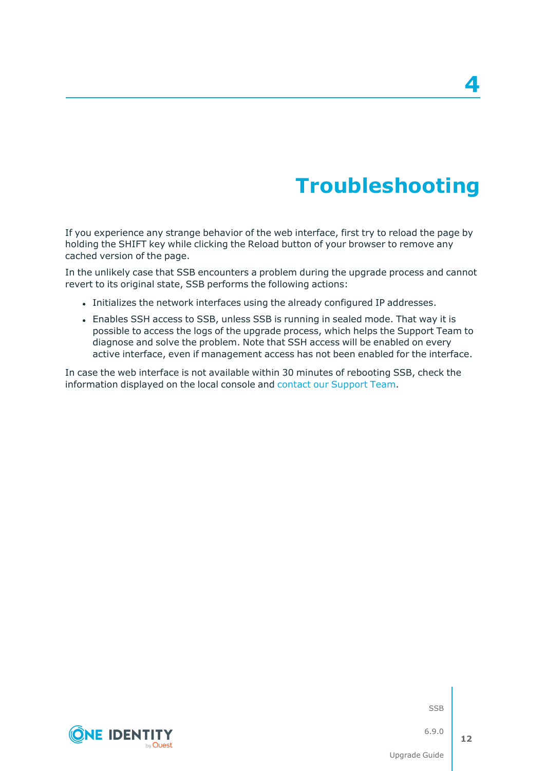# 4 Troubleshooting

If you experience any strange behavior of the web interface, first try to reload the page by holding the SHIFT key while clicking the Reload button of your browser to remove any cached version of the page.

In the unlikely case that SSB encounters a problem during the upgrade process and cannot revert to its original state, SSB performs the following actions:

- Initializes the network interfaces using the already configured IP addresses.
- Enables SSH access to SSB, unless SSB is running in sealed mode. That way it is possible to access the logs of the upgrade process, which helps the Support Team to diagnose and solve the problem. Note that SSH access will be enabled on every active interface, even if management access has not been enabled for the interface.

In case the web interface is not available within 30 minutes of rebooting SSB, check the information displayed on the local console and contact our Support Team.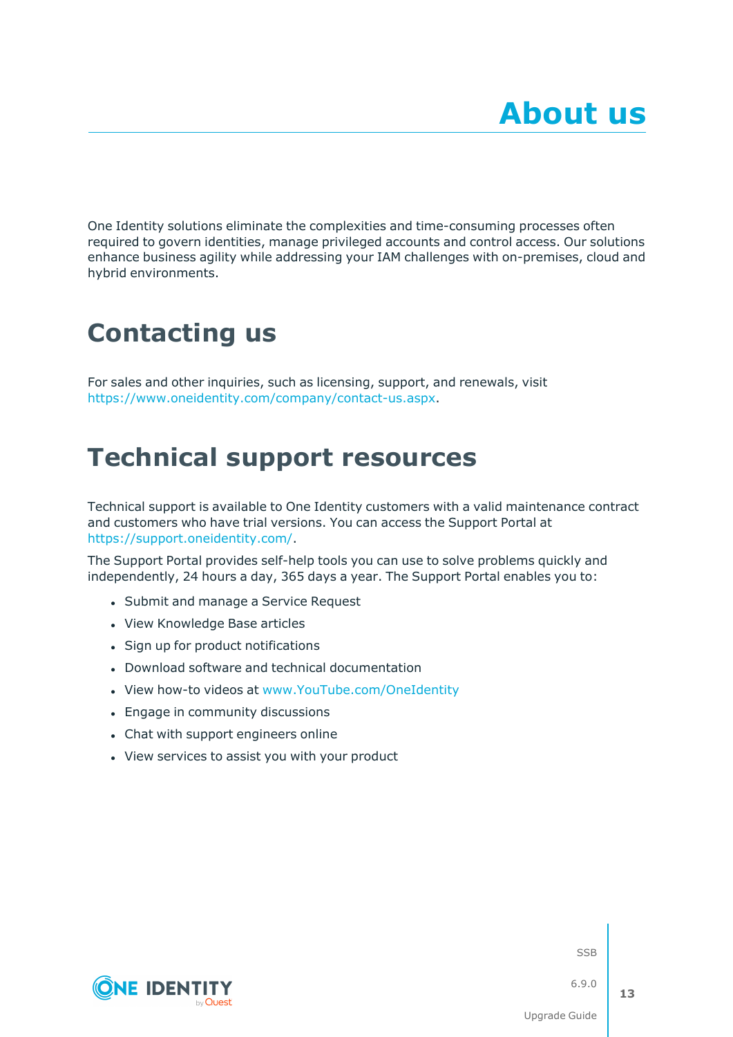# About us

One Identity solutions eliminate the complexities and time-consuming processes often required to govern identities, manage privileged accounts and control access. Our solutions enhance business agility while addressing your IAM challenges with on-premises, cloud and hybrid environments.

## Contacting us

For sales and other inquiries, such as licensing, support, and renewals, visit https://www.oneidentity.com/company/contact-us.aspx.

## Technical support resources

Technical support is available to One Identity customers with a valid maintenance contract and customers who have trial versions. You can access the Support Portal at https://support.oneidentity.com/.

The Support Portal provides self-help tools you can use to solve problems quickly and independently, 24 hours a day, 365 days a year. The Support Portal enables you to:

- Submit and manage a Service Request
- View Knowledge Base articles
- Sign up for product notifications
- Download software and technical documentation
- View how-to videos at www.YouTube.com/OneIdentity
- Engage in community discussions
- Chat with support engineers online
- View services to assist you with your product